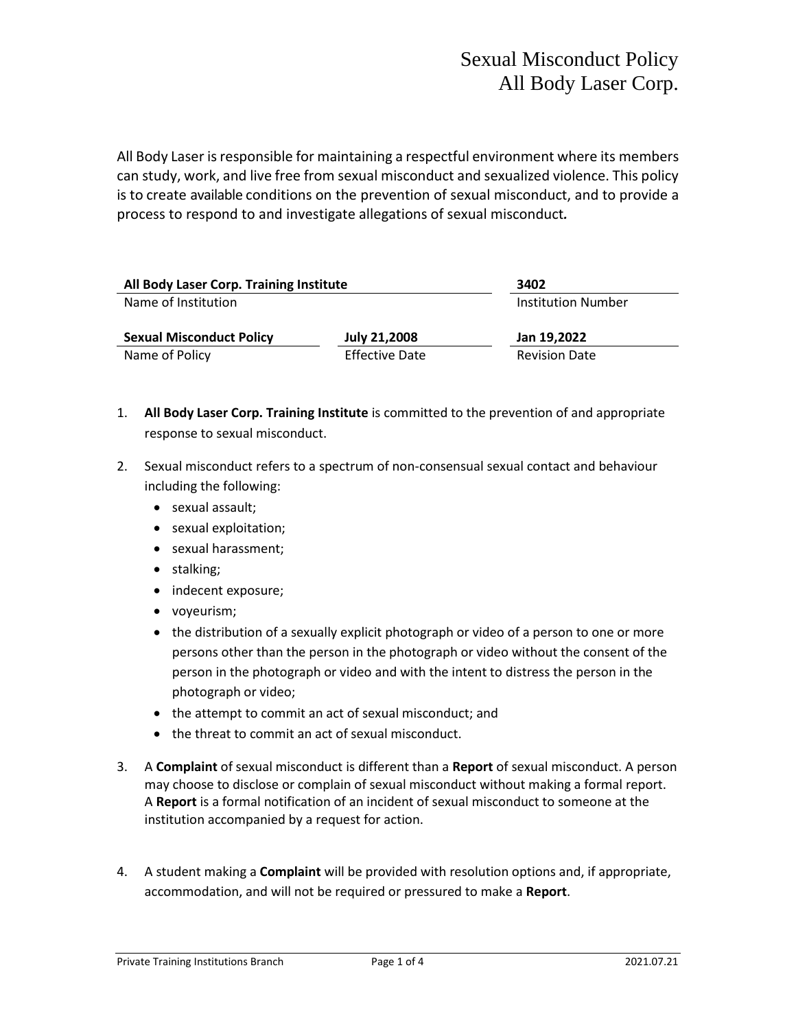# Sexual Misconduct Policy
# All Body Laser Corp.

All Body Laser is responsible for maintaining a respectful environment where its members can study, work, and live free from sexual misconduct and sexualized violence. This policy is to create available conditions on the prevention of sexual misconduct, and to provide a process to respond to and investigate allegations of sexual misconduct.

| **All Body Laser Corp. Training Institute** | | **3402** |
| --- | --- | --- |
| Name of Institution | | Institution Number |
| **Sexual Misconduct Policy** | **July 21,2008** | **Jan 19,2022** |
| Name of Policy | Effective Date | Revision Date |

1. **All Body Laser Corp. Training Institute** is committed to the prevention of and appropriate response to sexual misconduct.

2. Sexual misconduct refers to a spectrum of non-consensual sexual contact and behaviour including the following:
   - sexual assault;
   - sexual exploitation;
   - sexual harassment;
   - stalking;
   - indecent exposure;
   - voyeurism;
   - the distribution of a sexually explicit photograph or video of a person to one or more persons other than the person in the photograph or video without the consent of the person in the photograph or video and with the intent to distress the person in the photograph or video;
   - the attempt to commit an act of sexual misconduct; and
   - the threat to commit an act of sexual misconduct.

3. A **Complaint** of sexual misconduct is different than a **Report** of sexual misconduct. A person may choose to disclose or complain of sexual misconduct without making a formal report. A **Report** is a formal notification of an incident of sexual misconduct to someone at the institution accompanied by a request for action.

4. A student making a **Complaint** will be provided with resolution options and, if appropriate, accommodation, and will not be required or pressured to make a **Report**.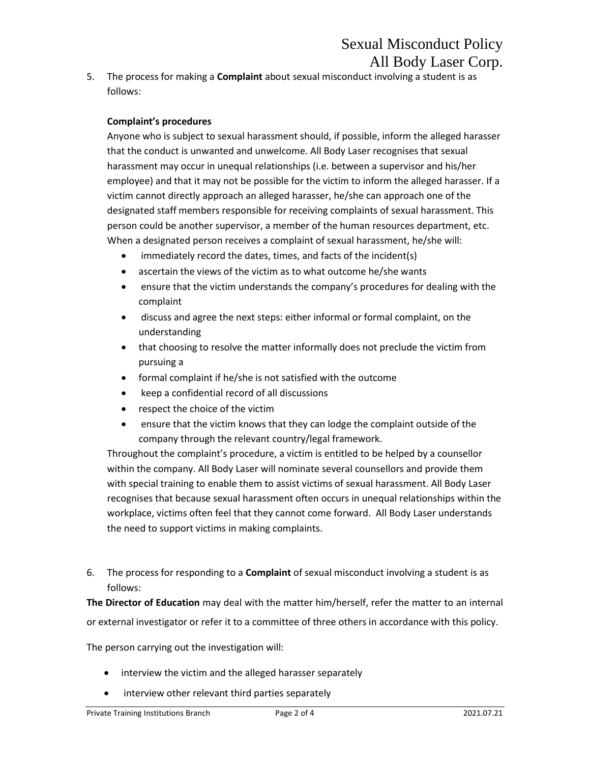5. The process for making a **Complaint** about sexual misconduct involving a student is as follows:

   **Complaint's procedures**

   Anyone who is subject to sexual harassment should, if possible, inform the alleged harasser that the conduct is unwanted and unwelcome. All Body Laser recognises that sexual harassment may occur in unequal relationships (i.e. between a supervisor and his/her employee) and that it may not be possible for the victim to inform the alleged harasser. If a victim cannot directly approach an alleged harasser, he/she can approach one of the designated staff members responsible for receiving complaints of sexual harassment. This person could be another supervisor, a member of the human resources department, etc. When a designated person receives a complaint of sexual harassment, he/she will:

   - immediately record the dates, times, and facts of the incident(s)
   - ascertain the views of the victim as to what outcome he/she wants
   - ensure that the victim understands the company's procedures for dealing with the complaint
   - discuss and agree the next steps: either informal or formal complaint, on the understanding
   - that choosing to resolve the matter informally does not preclude the victim from pursuing a
   - formal complaint if he/she is not satisfied with the outcome
   - keep a confidential record of all discussions
   - respect the choice of the victim
   - ensure that the victim knows that they can lodge the complaint outside of the company through the relevant country/legal framework.

   Throughout the complaint's procedure, a victim is entitled to be helped by a counsellor within the company. All Body Laser will nominate several counsellors and provide them with special training to enable them to assist victims of sexual harassment. All Body Laser recognises that because sexual harassment often occurs in unequal relationships within the workplace, victims often feel that they cannot come forward. All Body Laser understands the need to support victims in making complaints.

6. The process for responding to a **Complaint** of sexual misconduct involving a student is as follows:

**The Director of Education** may deal with the matter him/herself, refer the matter to an internal or external investigator or refer it to a committee of three others in accordance with this policy.

The person carrying out the investigation will:

- interview the victim and the alleged harasser separately
- interview other relevant third parties separately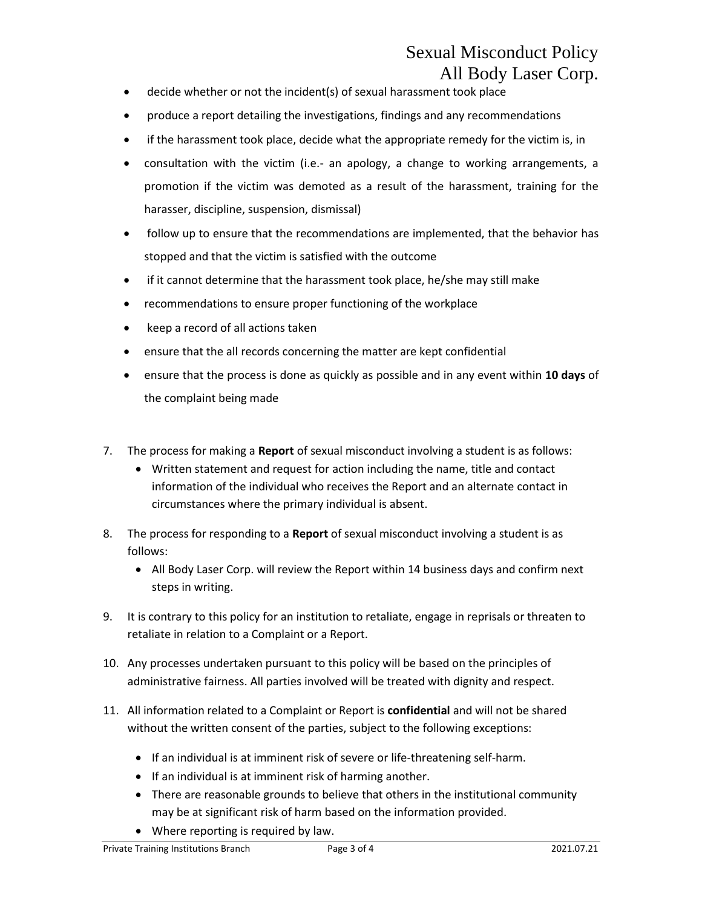- decide whether or not the incident(s) of sexual harassment took place
- produce a report detailing the investigations, findings and any recommendations
- if the harassment took place, decide what the appropriate remedy for the victim is, in
- consultation with the victim (i.e.- an apology, a change to working arrangements, a promotion if the victim was demoted as a result of the harassment, training for the harasser, discipline, suspension, dismissal)
- follow up to ensure that the recommendations are implemented, that the behavior has stopped and that the victim is satisfied with the outcome
- if it cannot determine that the harassment took place, he/she may still make
- recommendations to ensure proper functioning of the workplace
- keep a record of all actions taken
- ensure that the all records concerning the matter are kept confidential
- ensure that the process is done as quickly as possible and in any event within **10 days** of the complaint being made

7. The process for making a **Report** of sexual misconduct involving a student is as follows:
   - Written statement and request for action including the name, title and contact information of the individual who receives the Report and an alternate contact in circumstances where the primary individual is absent.

8. The process for responding to a **Report** of sexual misconduct involving a student is as follows:
   - All Body Laser Corp. will review the Report within 14 business days and confirm next steps in writing.

9. It is contrary to this policy for an institution to retaliate, engage in reprisals or threaten to retaliate in relation to a Complaint or a Report.

10. Any processes undertaken pursuant to this policy will be based on the principles of administrative fairness. All parties involved will be treated with dignity and respect.

11. All information related to a Complaint or Report is **confidential** and will not be shared without the written consent of the parties, subject to the following exceptions:
    - If an individual is at imminent risk of severe or life-threatening self-harm.
    - If an individual is at imminent risk of harming another.
    - There are reasonable grounds to believe that others in the institutional community may be at significant risk of harm based on the information provided.
    - Where reporting is required by law.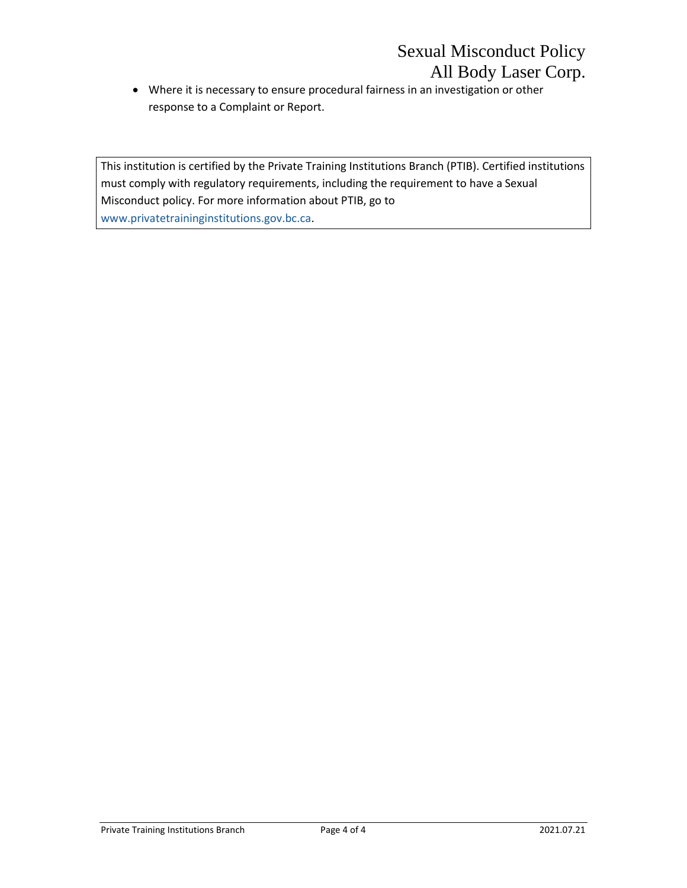- Where it is necessary to ensure procedural fairness in an investigation or other response to a Complaint or Report.

This institution is certified by the Private Training Institutions Branch (PTIB). Certified institutions must comply with regulatory requirements, including the requirement to have a Sexual Misconduct policy. For more information about PTIB, go to www.privatetraininginstitutions.gov.bc.ca.